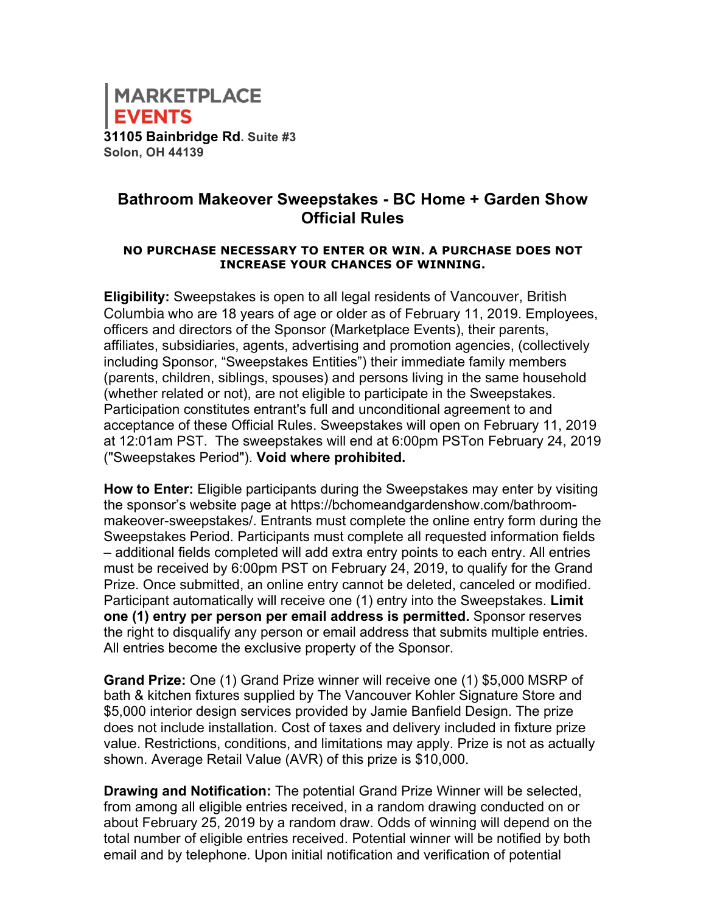MARKETPLACE
EVENTS
**31105 Bainbridge Rd. Suite #3**
**Solon, OH 44139**

# Bathroom Makeover Sweepstakes - BC Home + Garden Show Official Rules

**NO PURCHASE NECESSARY TO ENTER OR WIN. A PURCHASE DOES NOT INCREASE YOUR CHANCES OF WINNING.**

**Eligibility:** Sweepstakes is open to all legal residents of Vancouver, British Columbia who are 18 years of age or older as of February 11, 2019. Employees, officers and directors of the Sponsor (Marketplace Events), their parents, affiliates, subsidiaries, agents, advertising and promotion agencies, (collectively including Sponsor, "Sweepstakes Entities") their immediate family members (parents, children, siblings, spouses) and persons living in the same household (whether related or not), are not eligible to participate in the Sweepstakes. Participation constitutes entrant's full and unconditional agreement to and acceptance of these Official Rules. Sweepstakes will open on February 11, 2019 at 12:01am PST. The sweepstakes will end at 6:00pm PSTon February 24, 2019 ("Sweepstakes Period"). **Void where prohibited.**

**How to Enter:** Eligible participants during the Sweepstakes may enter by visiting the sponsor's website page at https://bchomeandgardenshow.com/bathroom-makeover-sweepstakes/. Entrants must complete the online entry form during the Sweepstakes Period. Participants must complete all requested information fields – additional fields completed will add extra entry points to each entry. All entries must be received by 6:00pm PST on February 24, 2019, to qualify for the Grand Prize. Once submitted, an online entry cannot be deleted, canceled or modified. Participant automatically will receive one (1) entry into the Sweepstakes. **Limit one (1) entry per person per email address is permitted.** Sponsor reserves the right to disqualify any person or email address that submits multiple entries. All entries become the exclusive property of the Sponsor.

**Grand Prize:** One (1) Grand Prize winner will receive one (1) $5,000 MSRP of bath & kitchen fixtures supplied by The Vancouver Kohler Signature Store and $5,000 interior design services provided by Jamie Banfield Design. The prize does not include installation. Cost of taxes and delivery included in fixture prize value. Restrictions, conditions, and limitations may apply. Prize is not as actually shown. Average Retail Value (AVR) of this prize is $10,000.

**Drawing and Notification:** The potential Grand Prize Winner will be selected, from among all eligible entries received, in a random drawing conducted on or about February 25, 2019 by a random draw. Odds of winning will depend on the total number of eligible entries received. Potential winner will be notified by both email and by telephone. Upon initial notification and verification of potential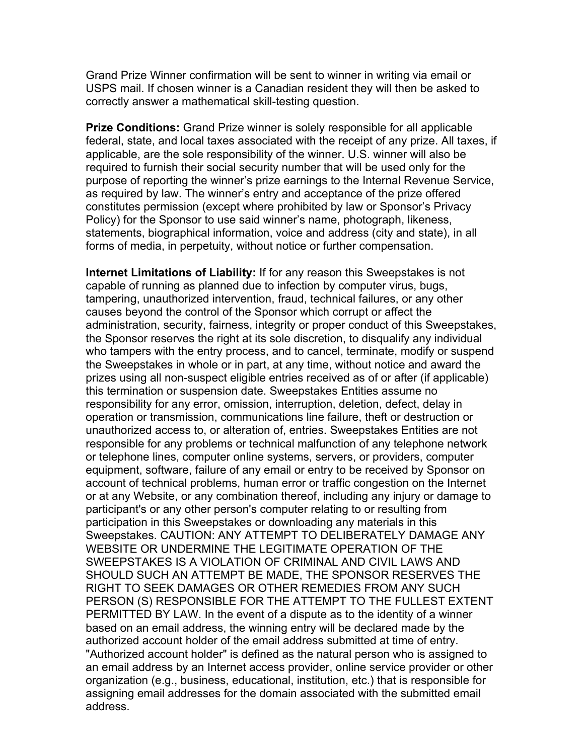Grand Prize Winner confirmation will be sent to winner in writing via email or USPS mail. If chosen winner is a Canadian resident they will then be asked to correctly answer a mathematical skill-testing question.

**Prize Conditions:** Grand Prize winner is solely responsible for all applicable federal, state, and local taxes associated with the receipt of any prize. All taxes, if applicable, are the sole responsibility of the winner. U.S. winner will also be required to furnish their social security number that will be used only for the purpose of reporting the winner's prize earnings to the Internal Revenue Service, as required by law. The winner's entry and acceptance of the prize offered constitutes permission (except where prohibited by law or Sponsor's Privacy Policy) for the Sponsor to use said winner's name, photograph, likeness, statements, biographical information, voice and address (city and state), in all forms of media, in perpetuity, without notice or further compensation.

**Internet Limitations of Liability:** If for any reason this Sweepstakes is not capable of running as planned due to infection by computer virus, bugs, tampering, unauthorized intervention, fraud, technical failures, or any other causes beyond the control of the Sponsor which corrupt or affect the administration, security, fairness, integrity or proper conduct of this Sweepstakes, the Sponsor reserves the right at its sole discretion, to disqualify any individual who tampers with the entry process, and to cancel, terminate, modify or suspend the Sweepstakes in whole or in part, at any time, without notice and award the prizes using all non-suspect eligible entries received as of or after (if applicable) this termination or suspension date. Sweepstakes Entities assume no responsibility for any error, omission, interruption, deletion, defect, delay in operation or transmission, communications line failure, theft or destruction or unauthorized access to, or alteration of, entries. Sweepstakes Entities are not responsible for any problems or technical malfunction of any telephone network or telephone lines, computer online systems, servers, or providers, computer equipment, software, failure of any email or entry to be received by Sponsor on account of technical problems, human error or traffic congestion on the Internet or at any Website, or any combination thereof, including any injury or damage to participant's or any other person's computer relating to or resulting from participation in this Sweepstakes or downloading any materials in this Sweepstakes. CAUTION: ANY ATTEMPT TO DELIBERATELY DAMAGE ANY WEBSITE OR UNDERMINE THE LEGITIMATE OPERATION OF THE SWEEPSTAKES IS A VIOLATION OF CRIMINAL AND CIVIL LAWS AND SHOULD SUCH AN ATTEMPT BE MADE, THE SPONSOR RESERVES THE RIGHT TO SEEK DAMAGES OR OTHER REMEDIES FROM ANY SUCH PERSON (S) RESPONSIBLE FOR THE ATTEMPT TO THE FULLEST EXTENT PERMITTED BY LAW. In the event of a dispute as to the identity of a winner based on an email address, the winning entry will be declared made by the authorized account holder of the email address submitted at time of entry. "Authorized account holder" is defined as the natural person who is assigned to an email address by an Internet access provider, online service provider or other organization (e.g., business, educational, institution, etc.) that is responsible for assigning email addresses for the domain associated with the submitted email address.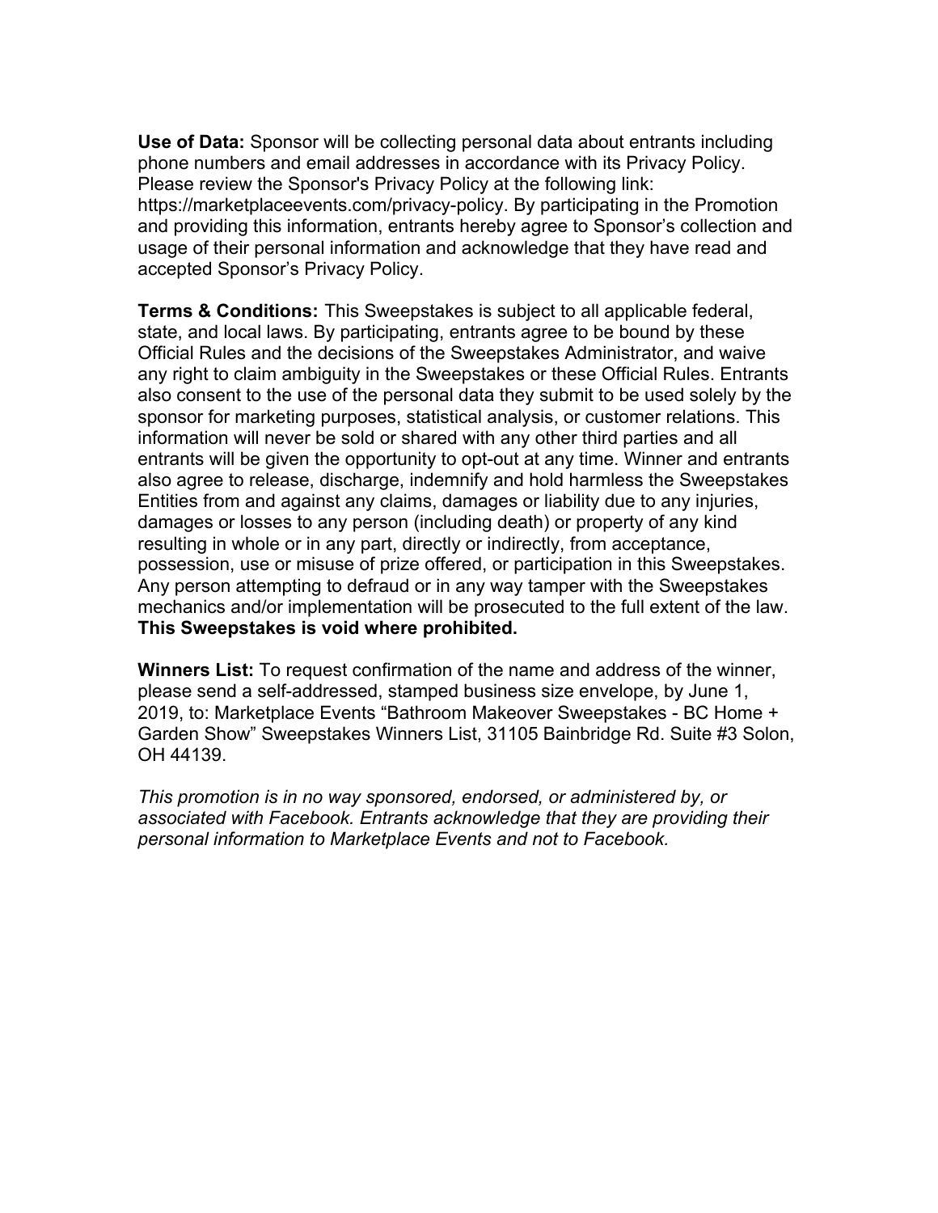**Use of Data:** Sponsor will be collecting personal data about entrants including phone numbers and email addresses in accordance with its Privacy Policy. Please review the Sponsor's Privacy Policy at the following link: https://marketplaceevents.com/privacy-policy. By participating in the Promotion and providing this information, entrants hereby agree to Sponsor's collection and usage of their personal information and acknowledge that they have read and accepted Sponsor's Privacy Policy.

**Terms & Conditions:** This Sweepstakes is subject to all applicable federal, state, and local laws. By participating, entrants agree to be bound by these Official Rules and the decisions of the Sweepstakes Administrator, and waive any right to claim ambiguity in the Sweepstakes or these Official Rules. Entrants also consent to the use of the personal data they submit to be used solely by the sponsor for marketing purposes, statistical analysis, or customer relations. This information will never be sold or shared with any other third parties and all entrants will be given the opportunity to opt-out at any time. Winner and entrants also agree to release, discharge, indemnify and hold harmless the Sweepstakes Entities from and against any claims, damages or liability due to any injuries, damages or losses to any person (including death) or property of any kind resulting in whole or in any part, directly or indirectly, from acceptance, possession, use or misuse of prize offered, or participation in this Sweepstakes. Any person attempting to defraud or in any way tamper with the Sweepstakes mechanics and/or implementation will be prosecuted to the full extent of the law. **This Sweepstakes is void where prohibited.**

**Winners List:** To request confirmation of the name and address of the winner, please send a self-addressed, stamped business size envelope, by June 1, 2019, to: Marketplace Events "Bathroom Makeover Sweepstakes - BC Home + Garden Show" Sweepstakes Winners List, 31105 Bainbridge Rd. Suite #3 Solon, OH 44139.

*This promotion is in no way sponsored, endorsed, or administered by, or associated with Facebook. Entrants acknowledge that they are providing their personal information to Marketplace Events and not to Facebook.*